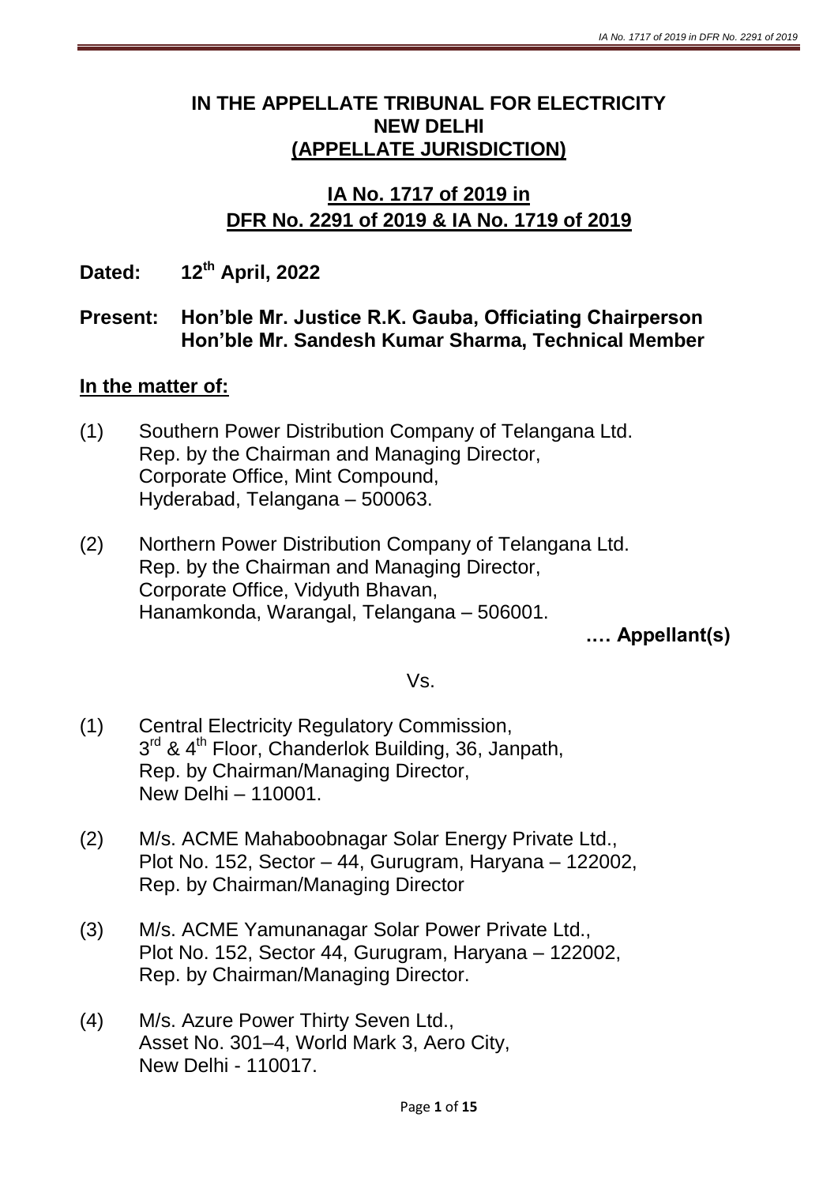**IN THE APPELLATE TRIBUNAL FOR ELECTRICITY**
**NEW DELHI**
**(APPELLATE JURISDICTION)**

**IA No. 1717 of 2019 in**
**DFR No. 2291 of 2019 & IA No. 1719 of 2019**

**Dated: 12th April, 2022**

**Present: Hon'ble Mr. Justice R.K. Gauba, Officiating Chairperson**
**Hon'ble Mr. Sandesh Kumar Sharma, Technical Member**

**In the matter of:**

(1) Southern Power Distribution Company of Telangana Ltd.
Rep. by the Chairman and Managing Director,
Corporate Office, Mint Compound,
Hyderabad, Telangana – 500063.

(2) Northern Power Distribution Company of Telangana Ltd.
Rep. by the Chairman and Managing Director,
Corporate Office, Vidyuth Bhavan,
Hanamkonda, Warangal, Telangana – 506001.

**…. Appellant(s)**

Vs.

(1) Central Electricity Regulatory Commission,
3rd & 4th Floor, Chanderlok Building, 36, Janpath,
Rep. by Chairman/Managing Director,
New Delhi – 110001.

(2) M/s. ACME Mahaboobnagar Solar Energy Private Ltd.,
Plot No. 152, Sector – 44, Gurugram, Haryana – 122002,
Rep. by Chairman/Managing Director

(3) M/s. ACME Yamunanagar Solar Power Private Ltd.,
Plot No. 152, Sector 44, Gurugram, Haryana – 122002,
Rep. by Chairman/Managing Director.

(4) M/s. Azure Power Thirty Seven Ltd.,
Asset No. 301–4, World Mark 3, Aero City,
New Delhi - 110017.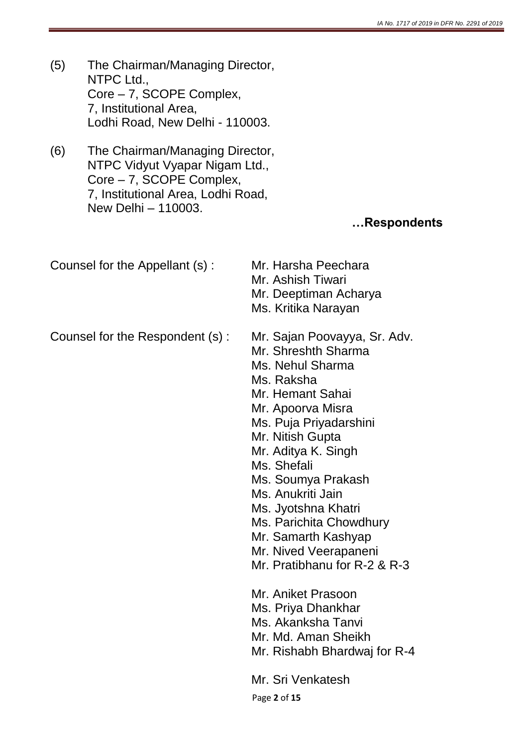(5) The Chairman/Managing Director,
NTPC Ltd.,
Core – 7, SCOPE Complex,
7, Institutional Area,
Lodhi Road, New Delhi - 110003.

(6) The Chairman/Managing Director,
NTPC Vidyut Vyapar Nigam Ltd.,
Core – 7, SCOPE Complex,
7, Institutional Area, Lodhi Road,
New Delhi – 110003.

**…Respondents**

Counsel for the Appellant (s) : Mr. Harsha Peechara
Mr. Ashish Tiwari
Mr. Deeptiman Acharya
Ms. Kritika Narayan

Counsel for the Respondent (s) : Mr. Sajan Poovayya, Sr. Adv.
Mr. Shreshth Sharma
Ms. Nehul Sharma
Ms. Raksha
Mr. Hemant Sahai
Mr. Apoorva Misra
Ms. Puja Priyadarshini
Mr. Nitish Gupta
Mr. Aditya K. Singh
Ms. Shefali
Ms. Soumya Prakash
Ms. Anukriti Jain
Ms. Jyotshna Khatri
Ms. Parichita Chowdhury
Mr. Samarth Kashyap
Mr. Nived Veerapaneni
Mr. Pratibhanu for R-2 & R-3

Mr. Aniket Prasoon
Ms. Priya Dhankhar
Ms. Akanksha Tanvi
Mr. Md. Aman Sheikh
Mr. Rishabh Bhardwaj for R-4

Mr. Sri Venkatesh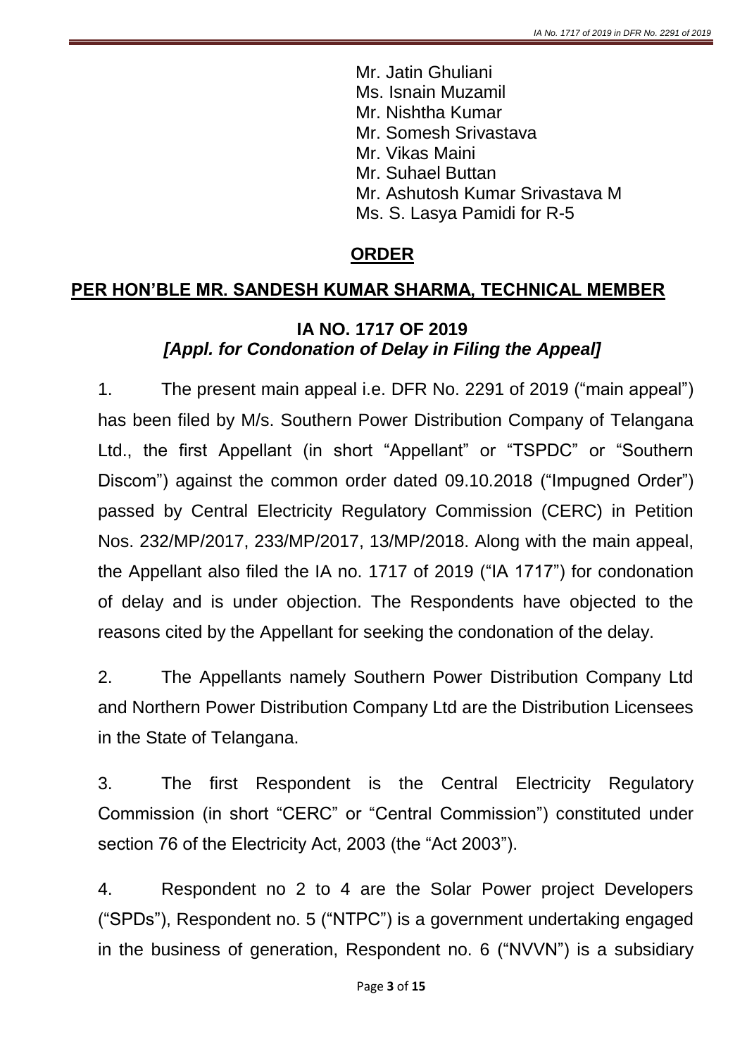Mr. Jatin Ghuliani
Ms. Isnain Muzamil
Mr. Nishtha Kumar
Mr. Somesh Srivastava
Mr. Vikas Maini
Mr. Suhael Buttan
Mr. Ashutosh Kumar Srivastava M
Ms. S. Lasya Pamidi for R-5

## **ORDER**

## **PER HON'BLE MR. SANDESH KUMAR SHARMA, TECHNICAL MEMBER**

### **IA NO. 1717 OF 2019**
### ***[Appl. for Condonation of Delay in Filing the Appeal]***

1. The present main appeal i.e. DFR No. 2291 of 2019 ("main appeal") has been filed by M/s. Southern Power Distribution Company of Telangana Ltd., the first Appellant (in short "Appellant" or "TSPDC" or "Southern Discom") against the common order dated 09.10.2018 ("Impugned Order") passed by Central Electricity Regulatory Commission (CERC) in Petition Nos. 232/MP/2017, 233/MP/2017, 13/MP/2018. Along with the main appeal, the Appellant also filed the IA no. 1717 of 2019 ("IA 1717") for condonation of delay and is under objection. The Respondents have objected to the reasons cited by the Appellant for seeking the condonation of the delay.

2. The Appellants namely Southern Power Distribution Company Ltd and Northern Power Distribution Company Ltd are the Distribution Licensees in the State of Telangana.

3. The first Respondent is the Central Electricity Regulatory Commission (in short "CERC" or "Central Commission") constituted under section 76 of the Electricity Act, 2003 (the "Act 2003").

4. Respondent no 2 to 4 are the Solar Power project Developers ("SPDs"), Respondent no. 5 ("NTPC") is a government undertaking engaged in the business of generation, Respondent no. 6 ("NVVN") is a subsidiary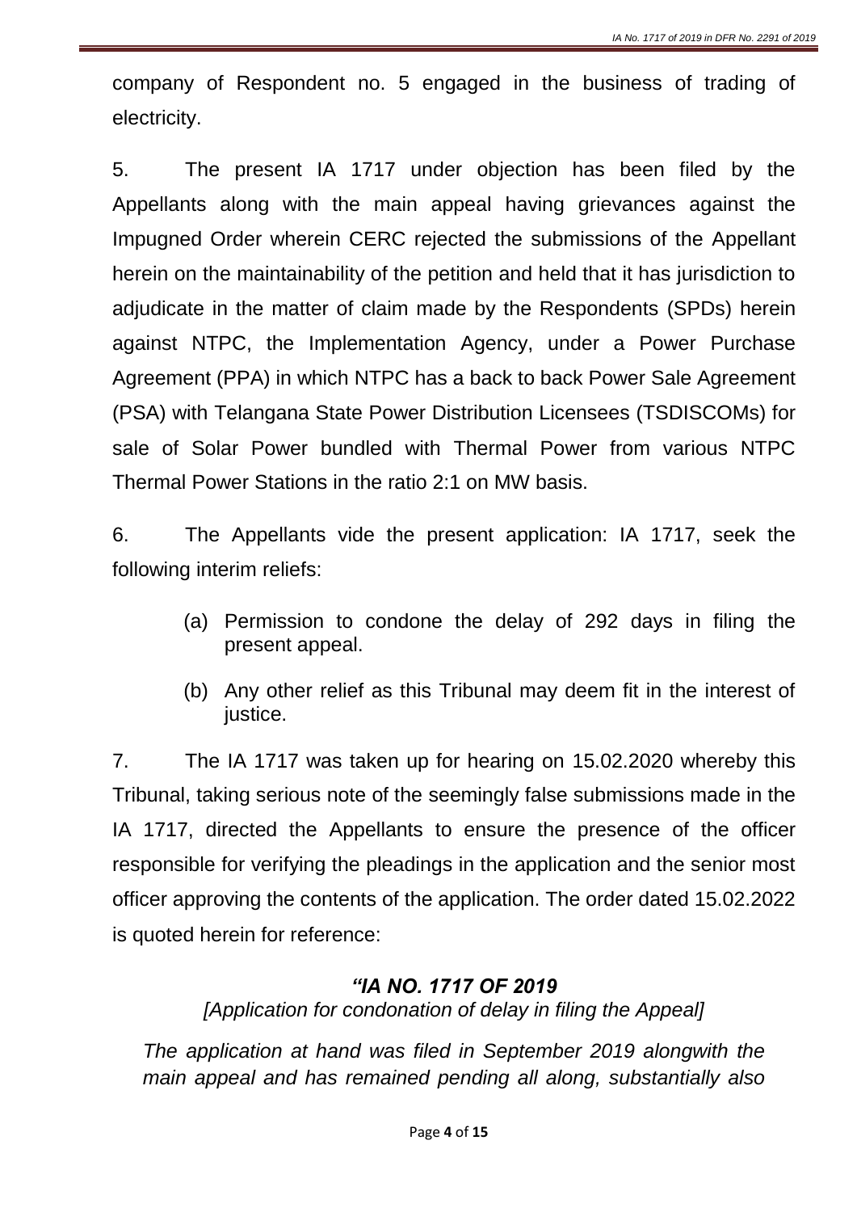company of Respondent no. 5 engaged in the business of trading of electricity.

5. The present IA 1717 under objection has been filed by the Appellants along with the main appeal having grievances against the Impugned Order wherein CERC rejected the submissions of the Appellant herein on the maintainability of the petition and held that it has jurisdiction to adjudicate in the matter of claim made by the Respondents (SPDs) herein against NTPC, the Implementation Agency, under a Power Purchase Agreement (PPA) in which NTPC has a back to back Power Sale Agreement (PSA) with Telangana State Power Distribution Licensees (TSDISCOMs) for sale of Solar Power bundled with Thermal Power from various NTPC Thermal Power Stations in the ratio 2:1 on MW basis.

6. The Appellants vide the present application: IA 1717, seek the following interim reliefs:

(a) Permission to condone the delay of 292 days in filing the present appeal.

(b) Any other relief as this Tribunal may deem fit in the interest of justice.

7. The IA 1717 was taken up for hearing on 15.02.2020 whereby this Tribunal, taking serious note of the seemingly false submissions made in the IA 1717, directed the Appellants to ensure the presence of the officer responsible for verifying the pleadings in the application and the senior most officer approving the contents of the application. The order dated 15.02.2022 is quoted herein for reference:

***"IA NO. 1717 OF 2019***

*[Application for condonation of delay in filing the Appeal]*

*The application at hand was filed in September 2019 alongwith the main appeal and has remained pending all along, substantially also*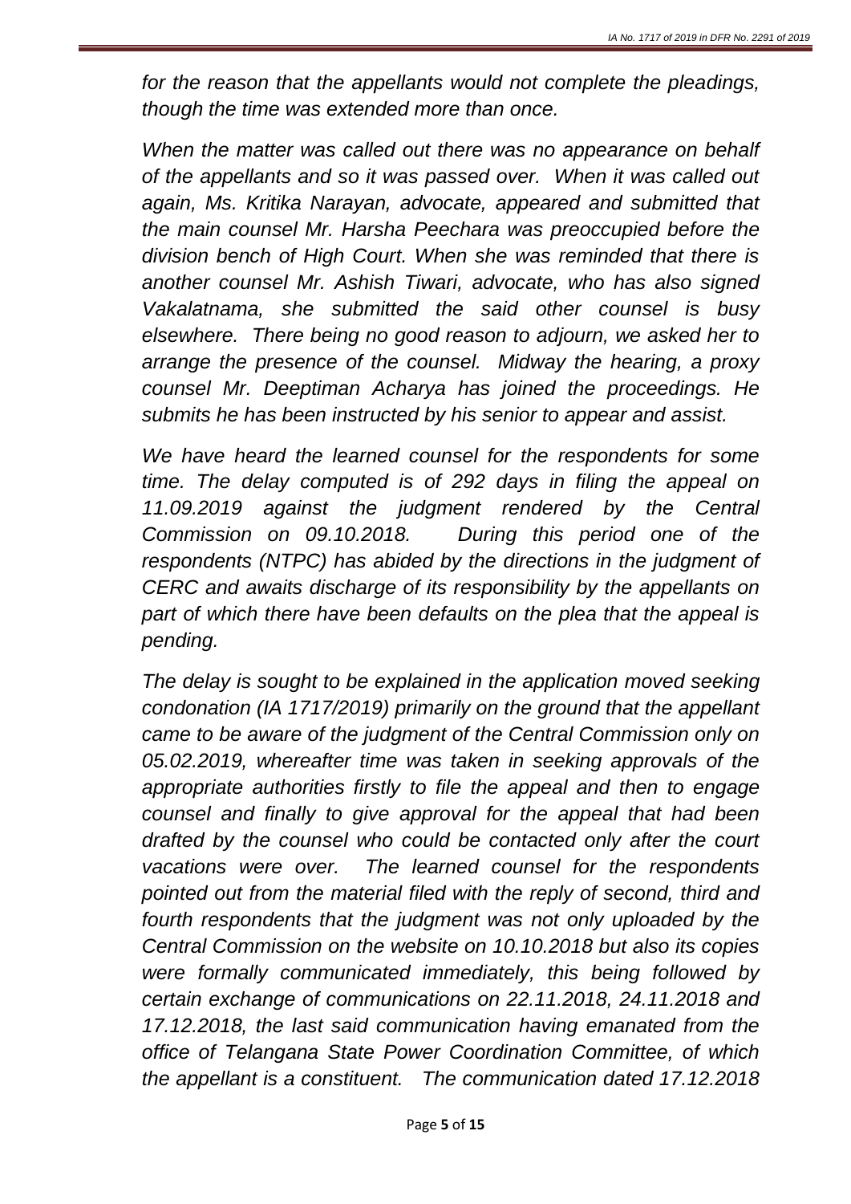*for the reason that the appellants would not complete the pleadings, though the time was extended more than once.*

*When the matter was called out there was no appearance on behalf of the appellants and so it was passed over. When it was called out again, Ms. Kritika Narayan, advocate, appeared and submitted that the main counsel Mr. Harsha Peechara was preoccupied before the division bench of High Court. When she was reminded that there is another counsel Mr. Ashish Tiwari, advocate, who has also signed Vakalatnama, she submitted the said other counsel is busy elsewhere. There being no good reason to adjourn, we asked her to arrange the presence of the counsel. Midway the hearing, a proxy counsel Mr. Deeptiman Acharya has joined the proceedings. He submits he has been instructed by his senior to appear and assist.*

*We have heard the learned counsel for the respondents for some time. The delay computed is of 292 days in filing the appeal on 11.09.2019 against the judgment rendered by the Central Commission on 09.10.2018. During this period one of the respondents (NTPC) has abided by the directions in the judgment of CERC and awaits discharge of its responsibility by the appellants on part of which there have been defaults on the plea that the appeal is pending.*

*The delay is sought to be explained in the application moved seeking condonation (IA 1717/2019) primarily on the ground that the appellant came to be aware of the judgment of the Central Commission only on 05.02.2019, whereafter time was taken in seeking approvals of the appropriate authorities firstly to file the appeal and then to engage counsel and finally to give approval for the appeal that had been drafted by the counsel who could be contacted only after the court vacations were over. The learned counsel for the respondents pointed out from the material filed with the reply of second, third and fourth respondents that the judgment was not only uploaded by the Central Commission on the website on 10.10.2018 but also its copies were formally communicated immediately, this being followed by certain exchange of communications on 22.11.2018, 24.11.2018 and 17.12.2018, the last said communication having emanated from the office of Telangana State Power Coordination Committee, of which the appellant is a constituent. The communication dated 17.12.2018*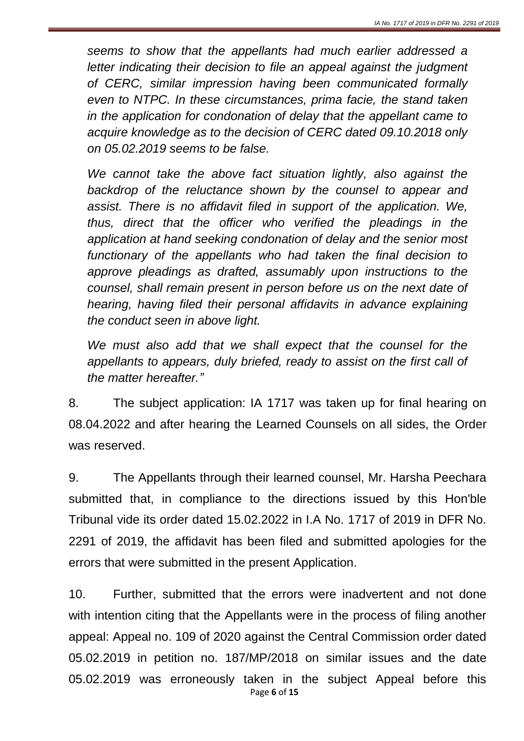*seems to show that the appellants had much earlier addressed a letter indicating their decision to file an appeal against the judgment of CERC, similar impression having been communicated formally even to NTPC. In these circumstances, prima facie, the stand taken in the application for condonation of delay that the appellant came to acquire knowledge as to the decision of CERC dated 09.10.2018 only on 05.02.2019 seems to be false.*

*We cannot take the above fact situation lightly, also against the backdrop of the reluctance shown by the counsel to appear and assist. There is no affidavit filed in support of the application. We, thus, direct that the officer who verified the pleadings in the application at hand seeking condonation of delay and the senior most functionary of the appellants who had taken the final decision to approve pleadings as drafted, assumably upon instructions to the counsel, shall remain present in person before us on the next date of hearing, having filed their personal affidavits in advance explaining the conduct seen in above light.*

*We must also add that we shall expect that the counsel for the appellants to appears, duly briefed, ready to assist on the first call of the matter hereafter."*

8. The subject application: IA 1717 was taken up for final hearing on 08.04.2022 and after hearing the Learned Counsels on all sides, the Order was reserved.

9. The Appellants through their learned counsel, Mr. Harsha Peechara submitted that, in compliance to the directions issued by this Hon'ble Tribunal vide its order dated 15.02.2022 in I.A No. 1717 of 2019 in DFR No. 2291 of 2019, the affidavit has been filed and submitted apologies for the errors that were submitted in the present Application.

10. Further, submitted that the errors were inadvertent and not done with intention citing that the Appellants were in the process of filing another appeal: Appeal no. 109 of 2020 against the Central Commission order dated 05.02.2019 in petition no. 187/MP/2018 on similar issues and the date 05.02.2019 was erroneously taken in the subject Appeal before this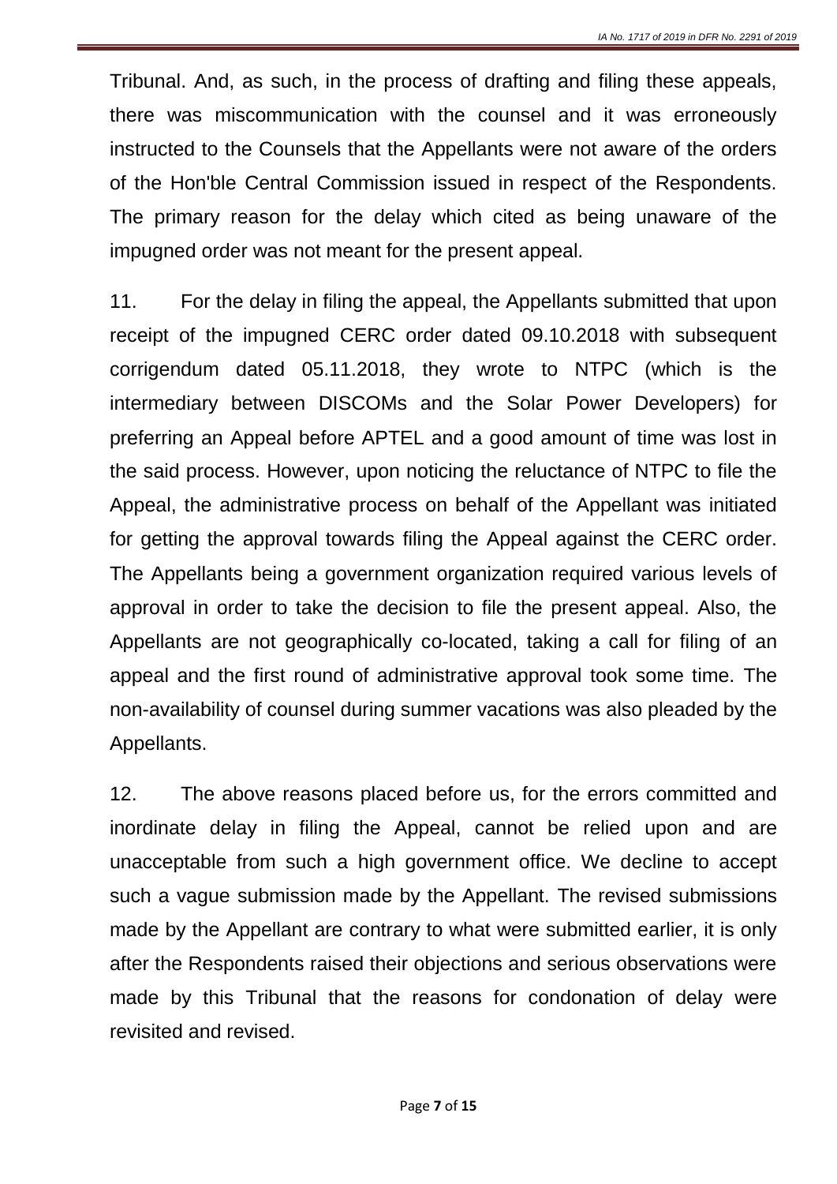Tribunal. And, as such, in the process of drafting and filing these appeals, there was miscommunication with the counsel and it was erroneously instructed to the Counsels that the Appellants were not aware of the orders of the Hon'ble Central Commission issued in respect of the Respondents. The primary reason for the delay which cited as being unaware of the impugned order was not meant for the present appeal.

11. For the delay in filing the appeal, the Appellants submitted that upon receipt of the impugned CERC order dated 09.10.2018 with subsequent corrigendum dated 05.11.2018, they wrote to NTPC (which is the intermediary between DISCOMs and the Solar Power Developers) for preferring an Appeal before APTEL and a good amount of time was lost in the said process. However, upon noticing the reluctance of NTPC to file the Appeal, the administrative process on behalf of the Appellant was initiated for getting the approval towards filing the Appeal against the CERC order. The Appellants being a government organization required various levels of approval in order to take the decision to file the present appeal. Also, the Appellants are not geographically co-located, taking a call for filing of an appeal and the first round of administrative approval took some time. The non-availability of counsel during summer vacations was also pleaded by the Appellants.

12. The above reasons placed before us, for the errors committed and inordinate delay in filing the Appeal, cannot be relied upon and are unacceptable from such a high government office. We decline to accept such a vague submission made by the Appellant. The revised submissions made by the Appellant are contrary to what were submitted earlier, it is only after the Respondents raised their objections and serious observations were made by this Tribunal that the reasons for condonation of delay were revisited and revised.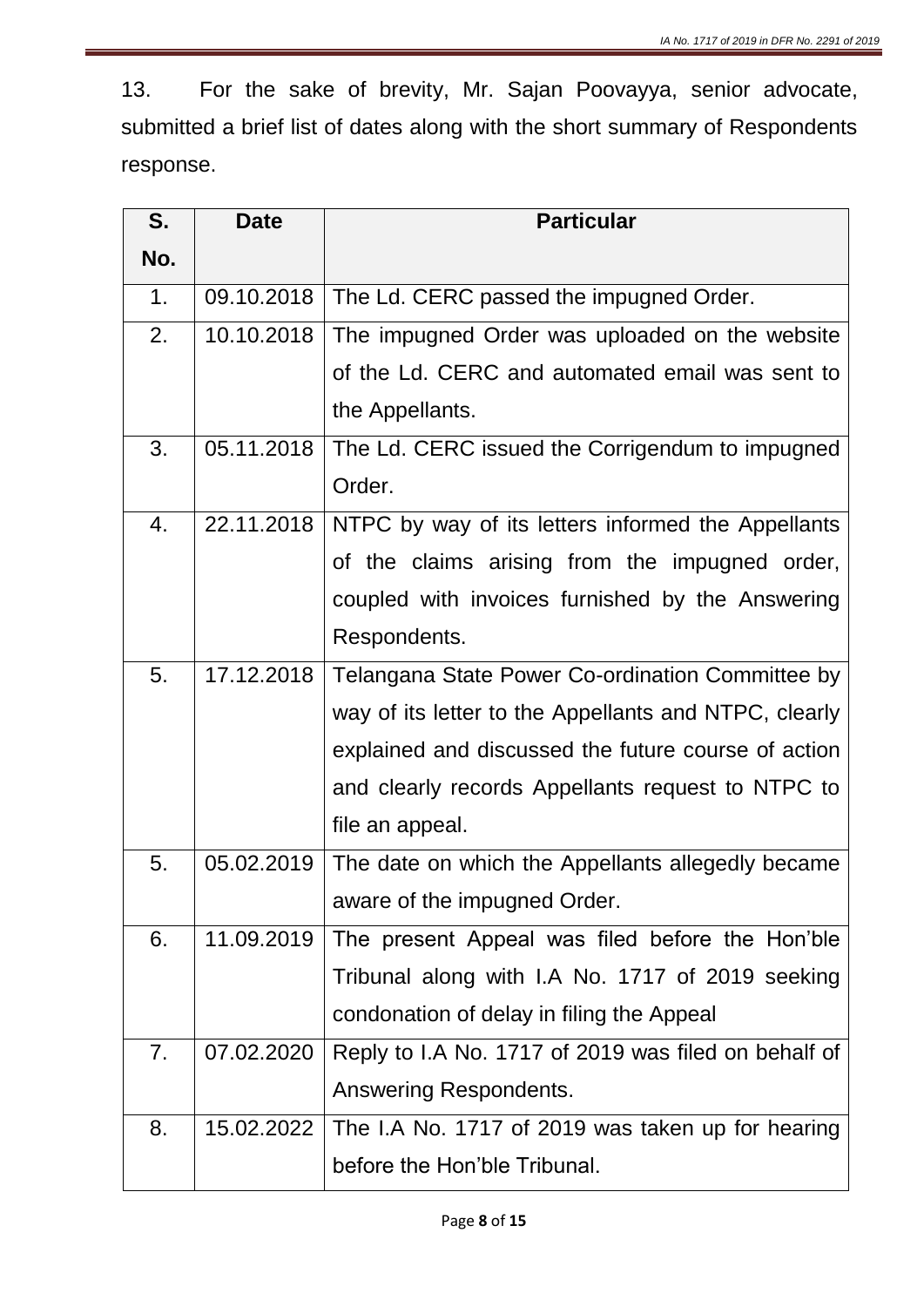13. For the sake of brevity, Mr. Sajan Poovayya, senior advocate, submitted a brief list of dates along with the short summary of Respondents response.

| S. No. | Date | Particular |
|---|---|---|
| 1. | 09.10.2018 | The Ld. CERC passed the impugned Order. |
| 2. | 10.10.2018 | The impugned Order was uploaded on the website of the Ld. CERC and automated email was sent to the Appellants. |
| 3. | 05.11.2018 | The Ld. CERC issued the Corrigendum to impugned Order. |
| 4. | 22.11.2018 | NTPC by way of its letters informed the Appellants of the claims arising from the impugned order, coupled with invoices furnished by the Answering Respondents. |
| 5. | 17.12.2018 | Telangana State Power Co-ordination Committee by way of its letter to the Appellants and NTPC, clearly explained and discussed the future course of action and clearly records Appellants request to NTPC to file an appeal. |
| 5. | 05.02.2019 | The date on which the Appellants allegedly became aware of the impugned Order. |
| 6. | 11.09.2019 | The present Appeal was filed before the Hon'ble Tribunal along with I.A No. 1717 of 2019 seeking condonation of delay in filing the Appeal |
| 7. | 07.02.2020 | Reply to I.A No. 1717 of 2019 was filed on behalf of Answering Respondents. |
| 8. | 15.02.2022 | The I.A No. 1717 of 2019 was taken up for hearing before the Hon'ble Tribunal. |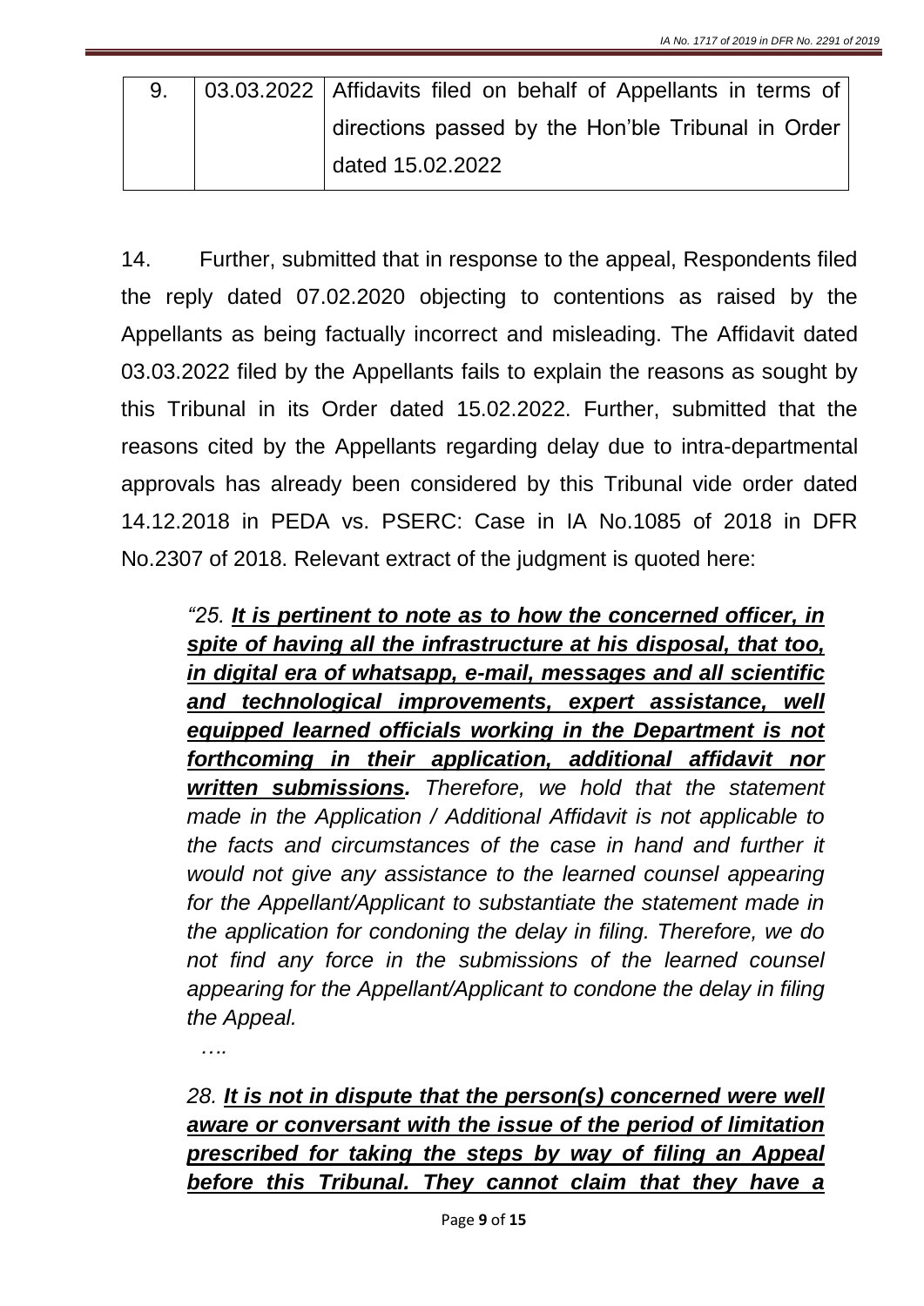| 9. | 03.03.2022 | Affidavits filed on behalf of Appellants in terms of directions passed by the Hon'ble Tribunal in Order dated 15.02.2022 |
|---|---|---|

14. Further, submitted that in response to the appeal, Respondents filed the reply dated 07.02.2020 objecting to contentions as raised by the Appellants as being factually incorrect and misleading. The Affidavit dated 03.03.2022 filed by the Appellants fails to explain the reasons as sought by this Tribunal in its Order dated 15.02.2022. Further, submitted that the reasons cited by the Appellants regarding delay due to intra-departmental approvals has already been considered by this Tribunal vide order dated 14.12.2018 in PEDA vs. PSERC: Case in IA No.1085 of 2018 in DFR No.2307 of 2018. Relevant extract of the judgment is quoted here:

> *"25. **It is pertinent to note as to how the concerned officer, in spite of having all the infrastructure at his disposal, that too, in digital era of whatsapp, e-mail, messages and all scientific and technological improvements, expert assistance, well equipped learned officials working in the Department is not forthcoming in their application, additional affidavit nor written submissions.** Therefore, we hold that the statement made in the Application / Additional Affidavit is not applicable to the facts and circumstances of the case in hand and further it would not give any assistance to the learned counsel appearing for the Appellant/Applicant to substantiate the statement made in the application for condoning the delay in filing. Therefore, we do not find any force in the submissions of the learned counsel appearing for the Appellant/Applicant to condone the delay in filing the Appeal.*
>
> *….*
>
> *28. **It is not in dispute that the person(s) concerned were well aware or conversant with the issue of the period of limitation prescribed for taking the steps by way of filing an Appeal before this Tribunal. They cannot claim that they have a***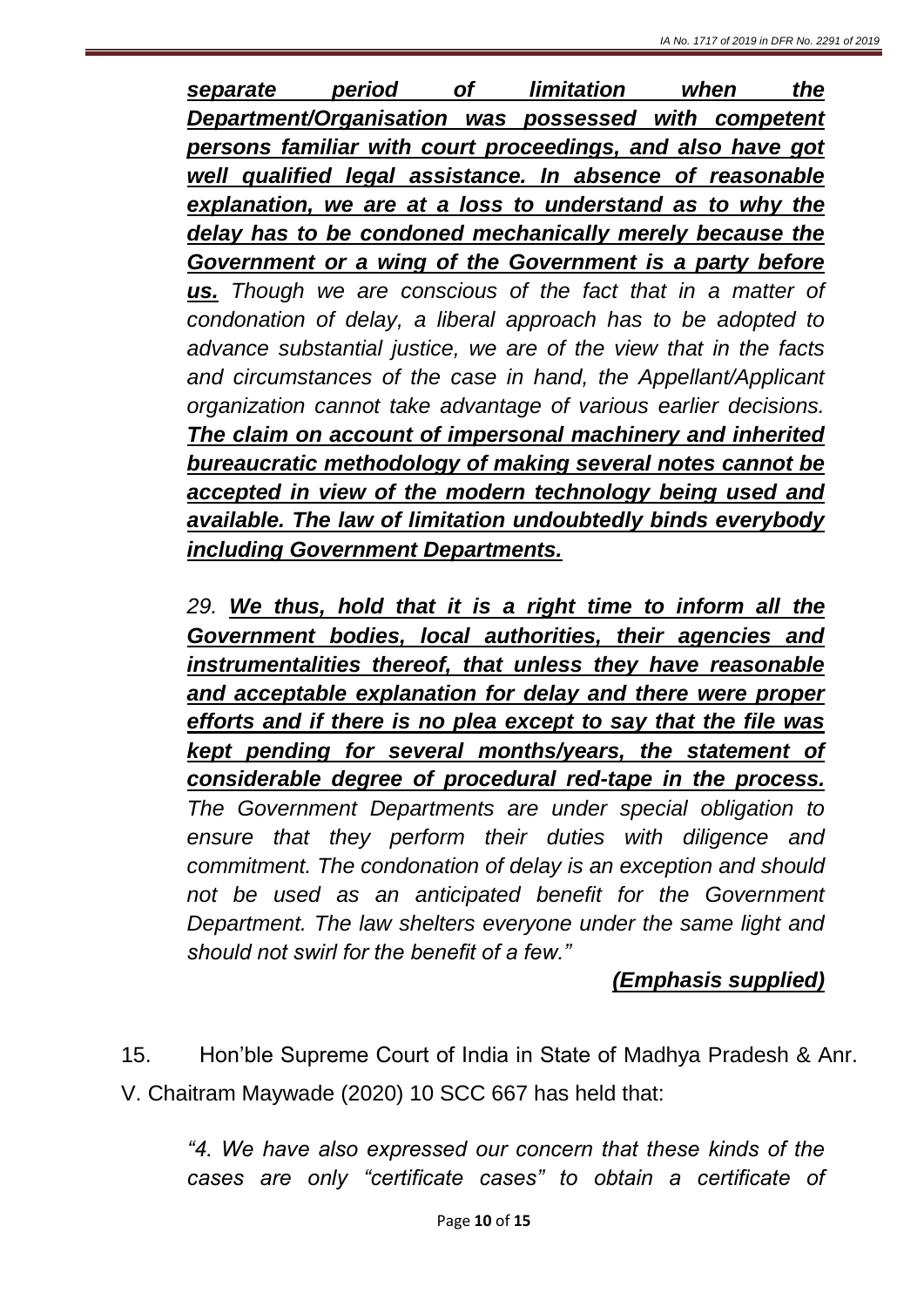*separate period of limitation when the Department/Organisation was possessed with competent persons familiar with court proceedings, and also have got well qualified legal assistance. In absence of reasonable explanation, we are at a loss to understand as to why the delay has to be condoned mechanically merely because the Government or a wing of the Government is a party before us.* *Though we are conscious of the fact that in a matter of condonation of delay, a liberal approach has to be adopted to advance substantial justice, we are of the view that in the facts and circumstances of the case in hand, the Appellant/Applicant organization cannot take advantage of various earlier decisions.* ***The claim on account of impersonal machinery and inherited bureaucratic methodology of making several notes cannot be accepted in view of the modern technology being used and available. The law of limitation undoubtedly binds everybody including Government Departments.***

*29.* ***We thus, hold that it is a right time to inform all the Government bodies, local authorities, their agencies and instrumentalities thereof, that unless they have reasonable and acceptable explanation for delay and there were proper efforts and if there is no plea except to say that the file was kept pending for several months/years, the statement of considerable degree of procedural red-tape in the process.*** *The Government Departments are under special obligation to ensure that they perform their duties with diligence and commitment. The condonation of delay is an exception and should not be used as an anticipated benefit for the Government Department. The law shelters everyone under the same light and should not swirl for the benefit of a few."*

***(Emphasis supplied)***

15. Hon'ble Supreme Court of India in State of Madhya Pradesh & Anr. V. Chaitram Maywade (2020) 10 SCC 667 has held that:

*"4. We have also expressed our concern that these kinds of the cases are only "certificate cases" to obtain a certificate of*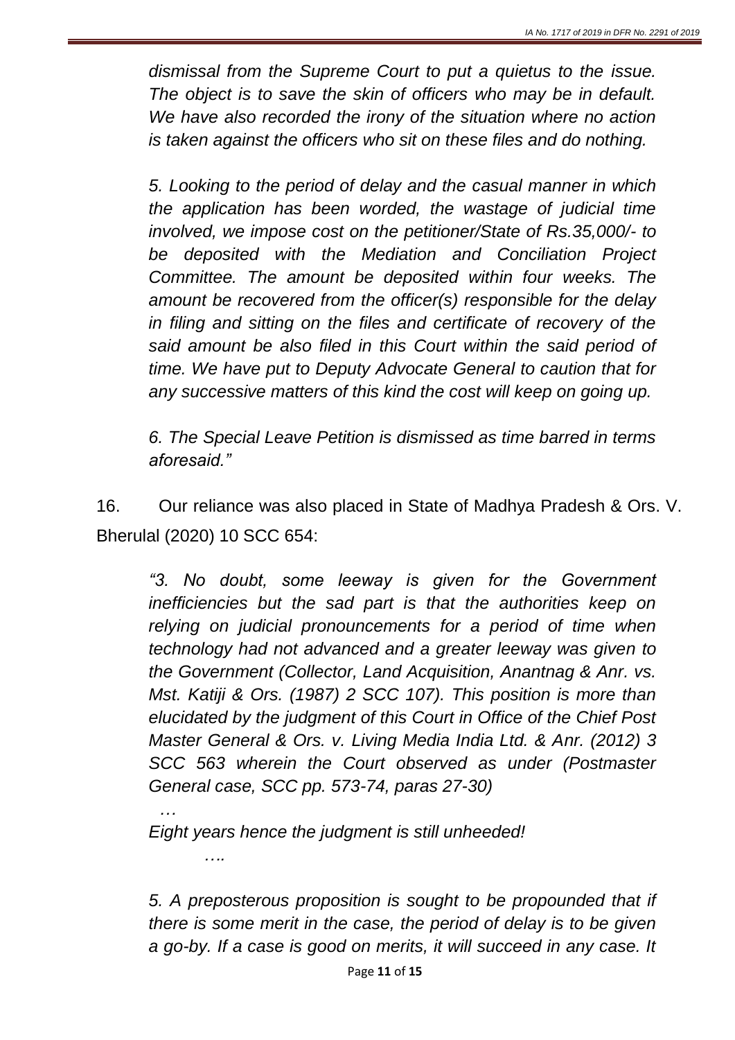*dismissal from the Supreme Court to put a quietus to the issue. The object is to save the skin of officers who may be in default. We have also recorded the irony of the situation where no action is taken against the officers who sit on these files and do nothing.*

*5. Looking to the period of delay and the casual manner in which the application has been worded, the wastage of judicial time involved, we impose cost on the petitioner/State of Rs.35,000/- to be deposited with the Mediation and Conciliation Project Committee. The amount be deposited within four weeks. The amount be recovered from the officer(s) responsible for the delay in filing and sitting on the files and certificate of recovery of the said amount be also filed in this Court within the said period of time. We have put to Deputy Advocate General to caution that for any successive matters of this kind the cost will keep on going up.*

*6. The Special Leave Petition is dismissed as time barred in terms aforesaid."*

16. Our reliance was also placed in State of Madhya Pradesh & Ors. V. Bherulal (2020) 10 SCC 654:

*"3. No doubt, some leeway is given for the Government inefficiencies but the sad part is that the authorities keep on relying on judicial pronouncements for a period of time when technology had not advanced and a greater leeway was given to the Government (Collector, Land Acquisition, Anantnag & Anr. vs. Mst. Katiji & Ors. (1987) 2 SCC 107). This position is more than elucidated by the judgment of this Court in Office of the Chief Post Master General & Ors. v. Living Media India Ltd. & Anr. (2012) 3 SCC 563 wherein the Court observed as under (Postmaster General case, SCC pp. 573-74, paras 27-30)*

*…*

*Eight years hence the judgment is still unheeded!*

*….*

*5. A preposterous proposition is sought to be propounded that if there is some merit in the case, the period of delay is to be given a go-by. If a case is good on merits, it will succeed in any case. It*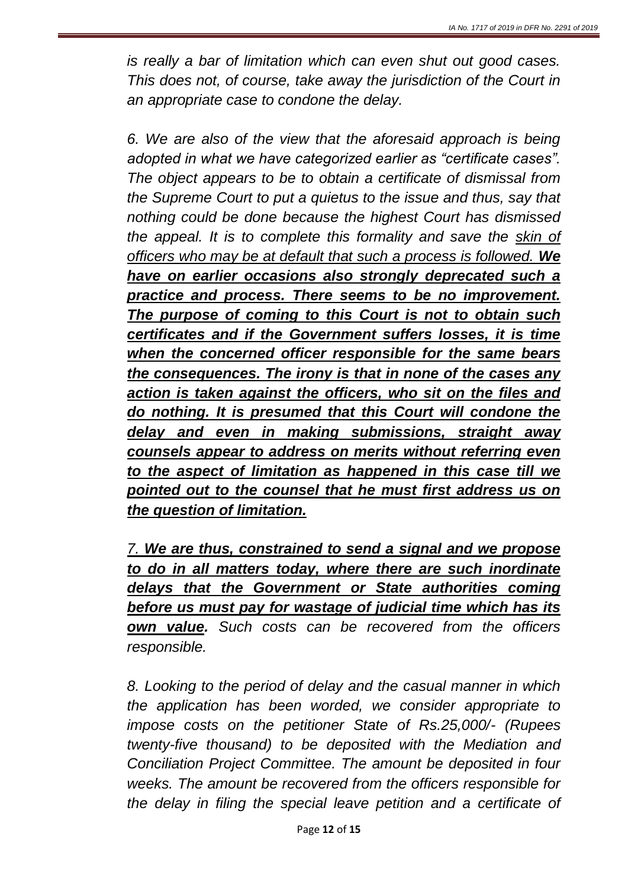*is really a bar of limitation which can even shut out good cases. This does not, of course, take away the jurisdiction of the Court in an appropriate case to condone the delay.*

*6. We are also of the view that the aforesaid approach is being adopted in what we have categorized earlier as "certificate cases". The object appears to be to obtain a certificate of dismissal from the Supreme Court to put a quietus to the issue and thus, say that nothing could be done because the highest Court has dismissed the appeal. It is to complete this formality and save the <u>skin of officers who may be at default that such a process is followed.</u>* ***<u>We have on earlier occasions also strongly deprecated such a practice and process. There seems to be no improvement. The purpose of coming to this Court is not to obtain such certificates and if the Government suffers losses, it is time when the concerned officer responsible for the same bears the consequences. The irony is that in none of the cases any action is taken against the officers, who sit on the files and do nothing. It is presumed that this Court will condone the delay and even in making submissions, straight away counsels appear to address on merits without referring even to the aspect of limitation as happened in this case till we pointed out to the counsel that he must first address us on the question of limitation.</u>***

*7.* ***<u>We are thus, constrained to send a signal and we propose to do in all matters today, where there are such inordinate delays that the Government or State authorities coming before us must pay for wastage of judicial time which has its own value</u>.*** *Such costs can be recovered from the officers responsible.*

*8. Looking to the period of delay and the casual manner in which the application has been worded, we consider appropriate to impose costs on the petitioner State of Rs.25,000/- (Rupees twenty-five thousand) to be deposited with the Mediation and Conciliation Project Committee. The amount be deposited in four weeks. The amount be recovered from the officers responsible for the delay in filing the special leave petition and a certificate of*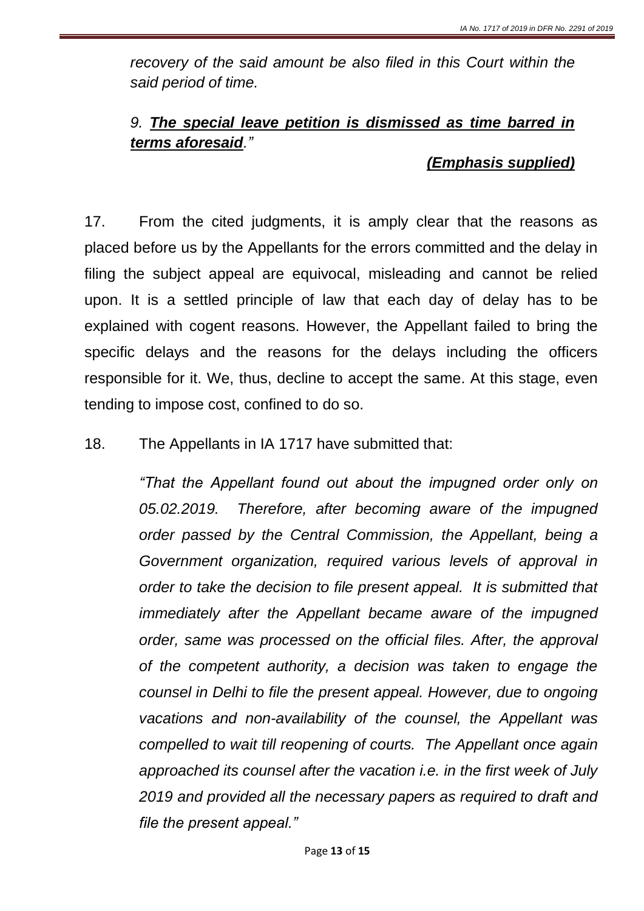*recovery of the said amount be also filed in this Court within the said period of time.*

*9. **The special leave petition is dismissed as time barred in terms aforesaid**."*

***(Emphasis supplied)***

17. From the cited judgments, it is amply clear that the reasons as placed before us by the Appellants for the errors committed and the delay in filing the subject appeal are equivocal, misleading and cannot be relied upon. It is a settled principle of law that each day of delay has to be explained with cogent reasons. However, the Appellant failed to bring the specific delays and the reasons for the delays including the officers responsible for it. We, thus, decline to accept the same. At this stage, even tending to impose cost, confined to do so.

18. The Appellants in IA 1717 have submitted that:

> *"That the Appellant found out about the impugned order only on 05.02.2019. Therefore, after becoming aware of the impugned order passed by the Central Commission, the Appellant, being a Government organization, required various levels of approval in order to take the decision to file present appeal. It is submitted that immediately after the Appellant became aware of the impugned order, same was processed on the official files. After, the approval of the competent authority, a decision was taken to engage the counsel in Delhi to file the present appeal. However, due to ongoing vacations and non-availability of the counsel, the Appellant was compelled to wait till reopening of courts. The Appellant once again approached its counsel after the vacation i.e. in the first week of July 2019 and provided all the necessary papers as required to draft and file the present appeal."*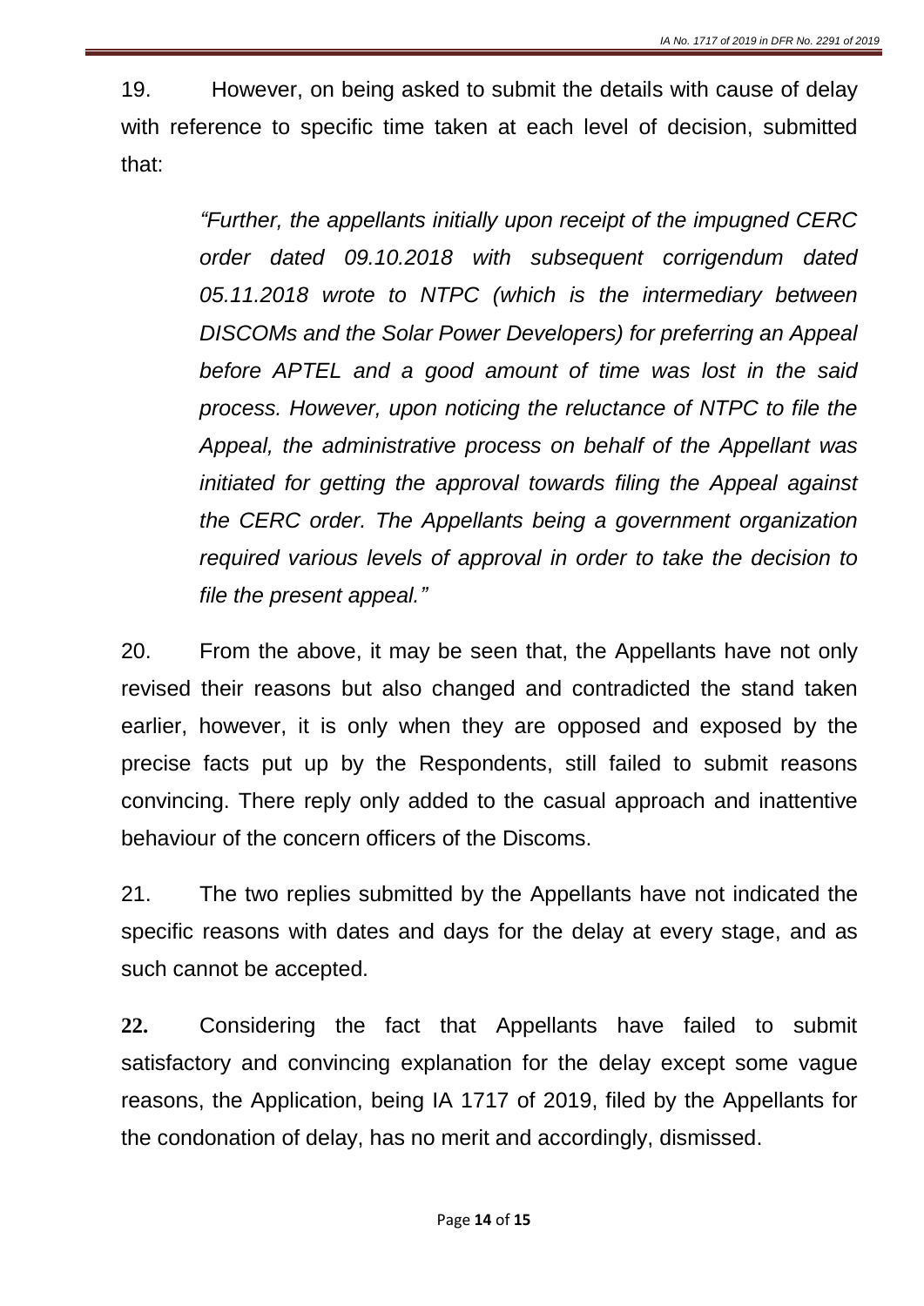19. However, on being asked to submit the details with cause of delay with reference to specific time taken at each level of decision, submitted that:

> *"Further, the appellants initially upon receipt of the impugned CERC order dated 09.10.2018 with subsequent corrigendum dated 05.11.2018 wrote to NTPC (which is the intermediary between DISCOMs and the Solar Power Developers) for preferring an Appeal before APTEL and a good amount of time was lost in the said process. However, upon noticing the reluctance of NTPC to file the Appeal, the administrative process on behalf of the Appellant was initiated for getting the approval towards filing the Appeal against the CERC order. The Appellants being a government organization required various levels of approval in order to take the decision to file the present appeal."*

20. From the above, it may be seen that, the Appellants have not only revised their reasons but also changed and contradicted the stand taken earlier, however, it is only when they are opposed and exposed by the precise facts put up by the Respondents, still failed to submit reasons convincing. There reply only added to the casual approach and inattentive behaviour of the concern officers of the Discoms.

21. The two replies submitted by the Appellants have not indicated the specific reasons with dates and days for the delay at every stage, and as such cannot be accepted.

**22.** Considering the fact that Appellants have failed to submit satisfactory and convincing explanation for the delay except some vague reasons, the Application, being IA 1717 of 2019, filed by the Appellants for the condonation of delay, has no merit and accordingly, dismissed.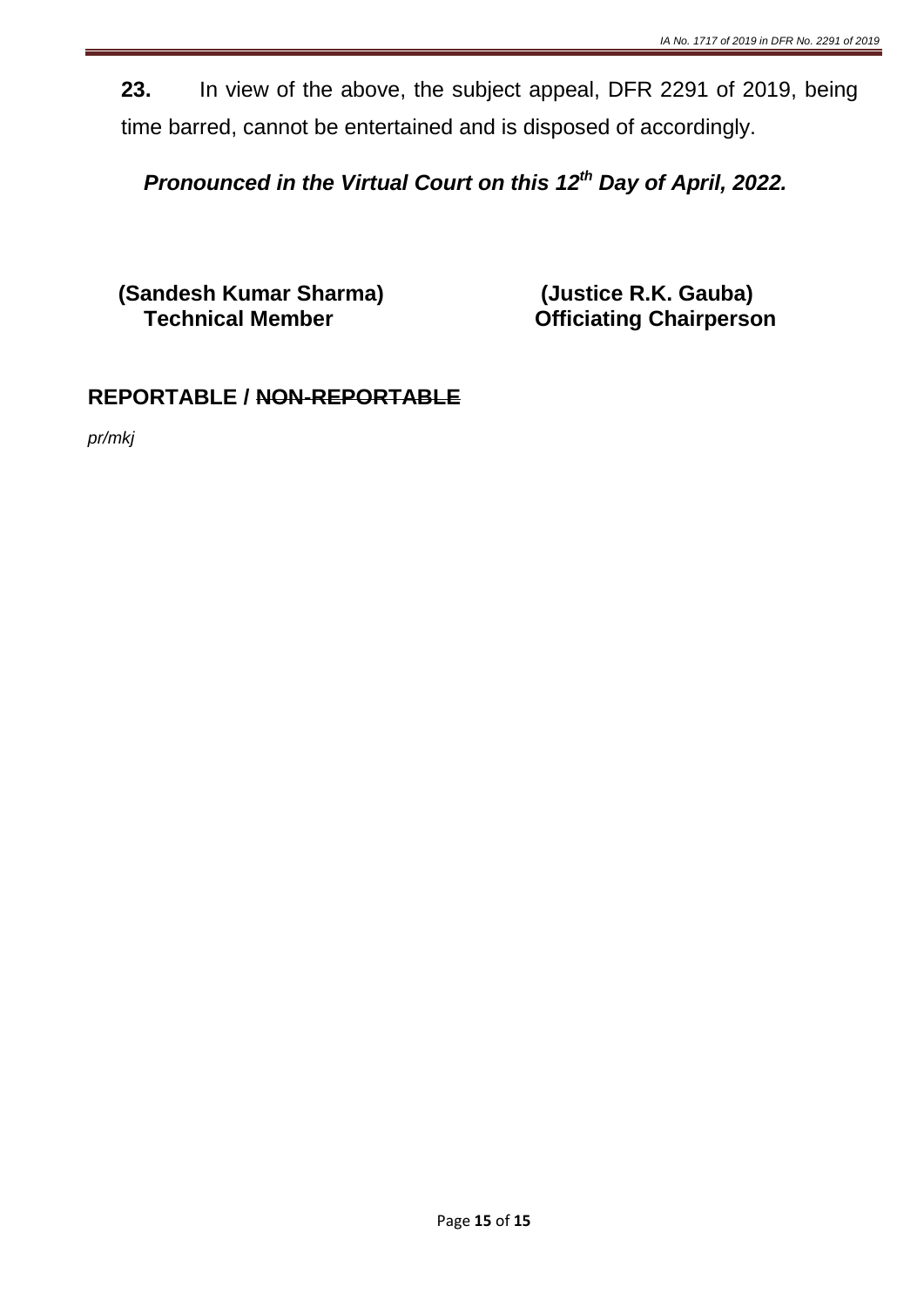**23.** In view of the above, the subject appeal, DFR 2291 of 2019, being time barred, cannot be entertained and is disposed of accordingly.

***Pronounced in the Virtual Court on this 12th Day of April, 2022.***

| | |
|---|---|
| **(Sandesh Kumar Sharma)**<br>**Technical Member** | **(Justice R.K. Gauba)**<br>**Officiating Chairperson** |

**REPORTABLE / ~~NON-REPORTABLE~~**

*pr/mkj*